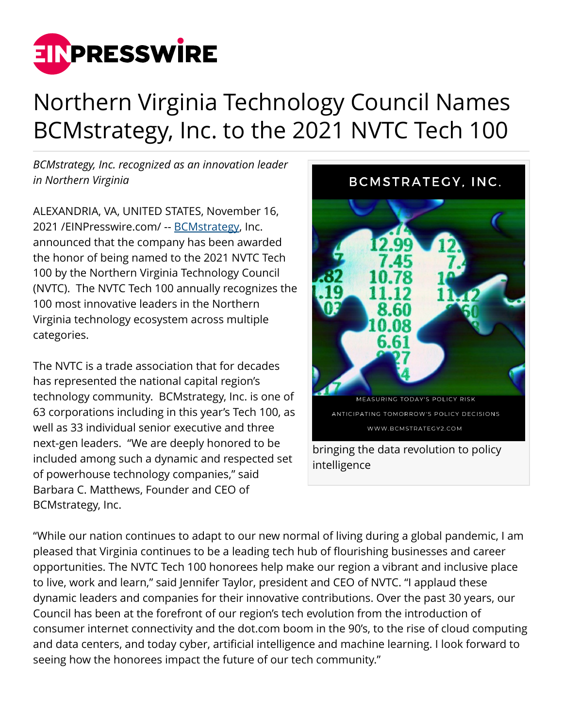# Northern Virginia Technology Council Names BCMstrategy, Inc. to the 2021 NVTC Tech 100

*BCMstrategy, Inc. recognized as an innovation leader in Northern Virginia*

ALEXANDRIA, VA, UNITED STATES, November 16, 2021 /EINPresswire.com/ -- BCMstrategy, Inc. announced that the company has been awarded the honor of being named to the 2021 NVTC Tech 100 by the Northern Virginia Technology Council (NVTC). The NVTC Tech 100 annually recognizes the 100 most innovative leaders in the Northern Virginia technology ecosystem across multiple categories.

bringing the data revolution to policy intelligence

The NVTC is a trade association that for decades has represented the national capital region's technology community. BCMstrategy, Inc. is one of 63 corporations including in this year's Tech 100, as well as 33 individual senior executive and three next-gen leaders. "We are deeply honored to be included among such a dynamic and respected set of powerhouse technology companies," said Barbara C. Matthews, Founder and CEO of BCMstrategy, Inc.

"While our nation continues to adapt to our new normal of living during a global pandemic, I am pleased that Virginia continues to be a leading tech hub of flourishing businesses and career opportunities. The NVTC Tech 100 honorees help make our region a vibrant and inclusive place to live, work and learn," said Jennifer Taylor, president and CEO of NVTC. "I applaud these dynamic leaders and companies for their innovative contributions. Over the past 30 years, our Council has been at the forefront of our region's tech evolution from the introduction of consumer internet connectivity and the dot.com boom in the 90's, to the rise of cloud computing and data centers, and today cyber, artificial intelligence and machine learning. I look forward to seeing how the honorees impact the future of our tech community."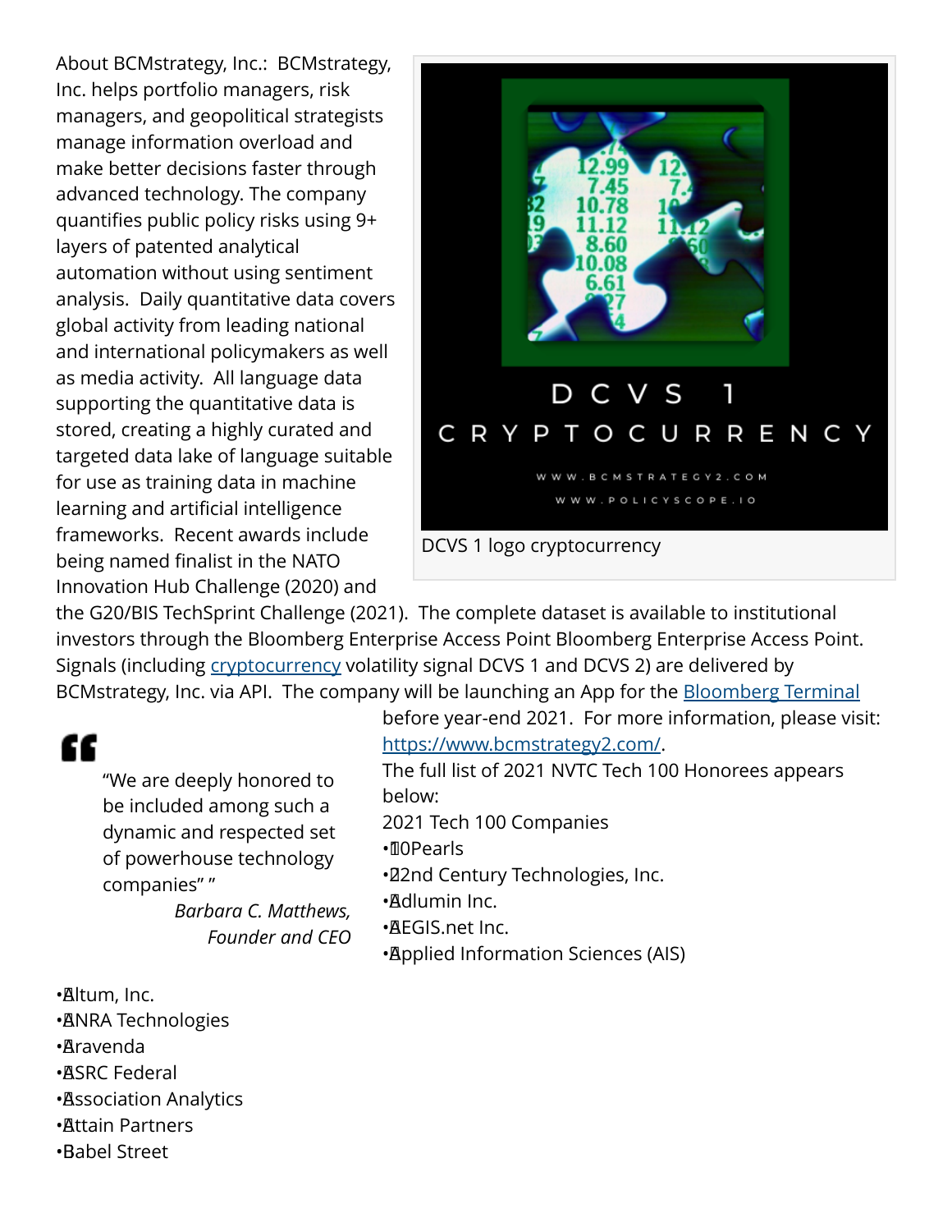About BCMstrategy, Inc.: BCMstrategy, Inc. helps portfolio managers, risk managers, and geopolitical strategists manage information overload and make better decisions faster through advanced technology. The company quantifies public policy risks using 9+ layers of patented analytical automation without using sentiment analysis. Daily quantitative data covers global activity from leading national and international policymakers as well as media activity. All language data supporting the quantitative data is stored, creating a highly curated and targeted data lake of language suitable for use as training data in machine learning and artificial intelligence frameworks. Recent awards include being named finalist in the NATO Innovation Hub Challenge (2020) and the G20/BIS TechSprint Challenge (2021). The complete dataset is available to institutional investors through the Bloomberg Enterprise Access Point Bloomberg Enterprise Access Point. Signals (including cryptocurrency volatility signal DCVS 1 and DCVS 2) are delivered by BCMstrategy, Inc. via API. The company will be launching an App for the Bloomberg Terminal before year-end 2021. For more information, please visit: https://www.bcmstrategy2.com/.

DCVS 1 logo cryptocurrency

> “We are deeply honored to be included among such a dynamic and respected set of powerhouse technology companies” ”
>
> *Barbara C. Matthews, Founder and CEO*

The full list of 2021 NVTC Tech 100 Honorees appears below:

2021 Tech 100 Companies

- 10Pearls
- 22nd Century Technologies, Inc.
- Adlumin Inc.
- AEGIS.net Inc.
- Applied Information Sciences (AIS)
- Altum, Inc.
- ANRA Technologies
- Aravenda
- ASRC Federal
- Association Analytics
- Attain Partners
- Babel Street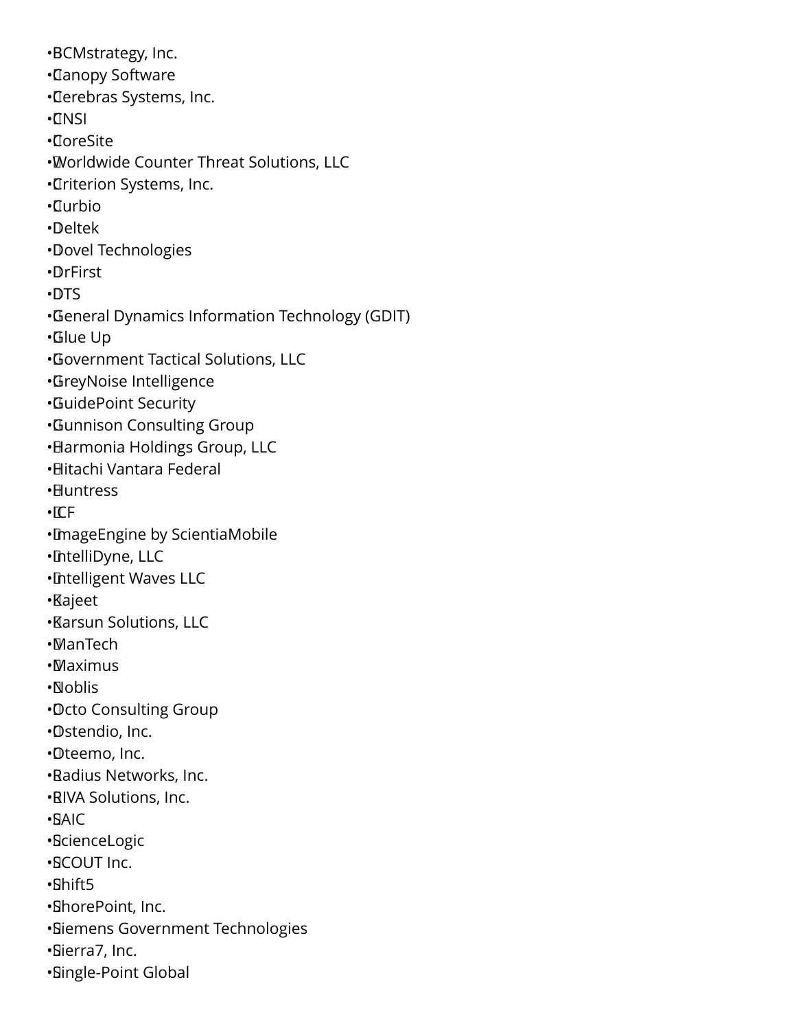- BCMstrategy, Inc.
- Canopy Software
- Cerebras Systems, Inc.
- CNSI
- CoreSite
- Worldwide Counter Threat Solutions, LLC
- Criterion Systems, Inc.
- Curbio
- Deltek
- Dovel Technologies
- DrFirst
- DTS
- General Dynamics Information Technology (GDIT)
- Glue Up
- Government Tactical Solutions, LLC
- GreyNoise Intelligence
- GuidePoint Security
- Gunnison Consulting Group
- Harmonia Holdings Group, LLC
- Hitachi Vantara Federal
- Huntress
- ICF
- ImageEngine by ScientiaMobile
- IntelliDyne, LLC
- Intelligent Waves LLC
- Kajeet
- Karsun Solutions, LLC
- ManTech
- Maximus
- Noblis
- Octo Consulting Group
- Ostendio, Inc.
- Oteemo, Inc.
- Radius Networks, Inc.
- RIVA Solutions, Inc.
- SAIC
- ScienceLogic
- SCOUT Inc.
- Shift5
- ShorePoint, Inc.
- Siemens Government Technologies
- Sierra7, Inc.
- Single-Point Global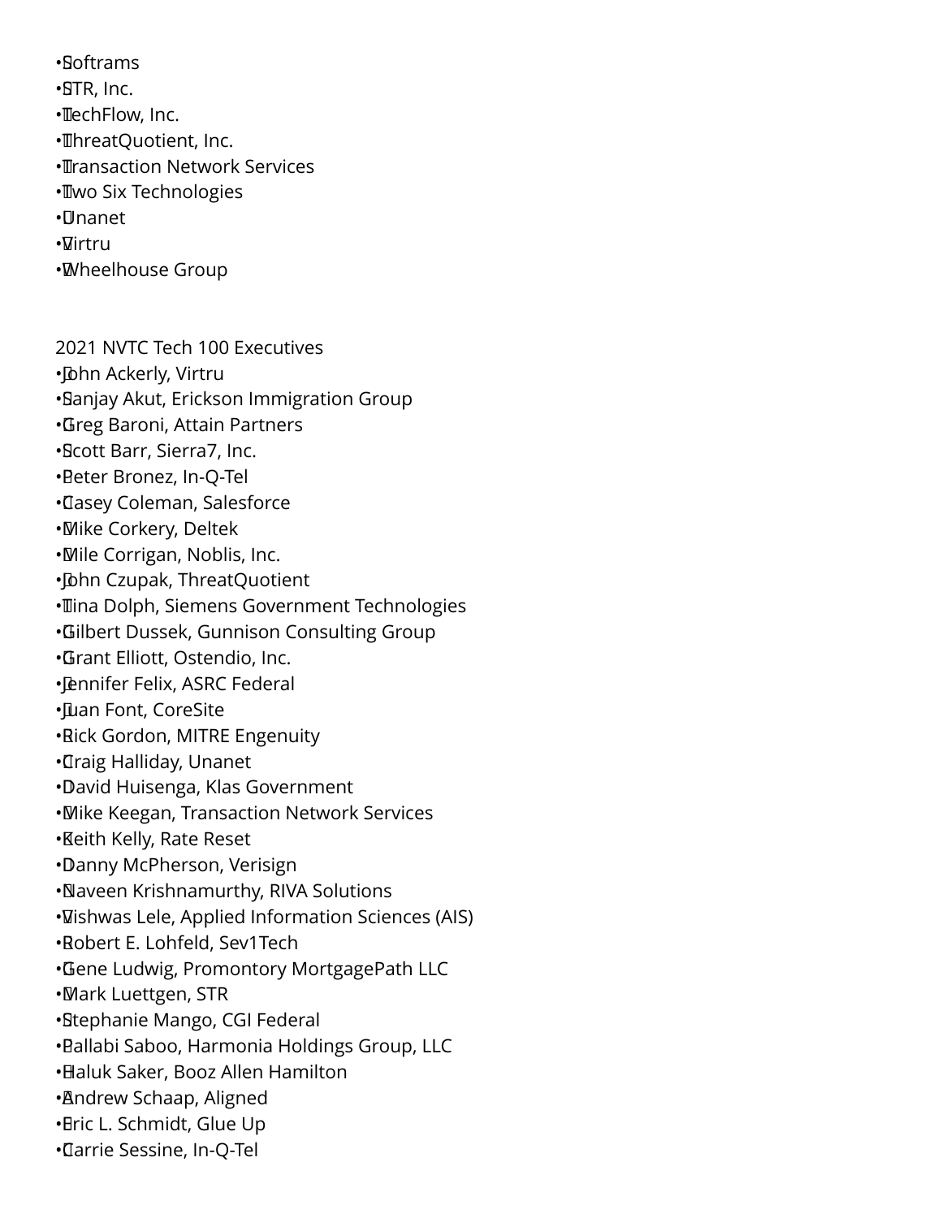- Softrams
- STR, Inc.
- TechFlow, Inc.
- ThreatQuotient, Inc.
- Transaction Network Services
- Two Six Technologies
- Unanet
- Virtru
- Wheelhouse Group

2021 NVTC Tech 100 Executives

- John Ackerly, Virtru
- Sanjay Akut, Erickson Immigration Group
- Greg Baroni, Attain Partners
- Scott Barr, Sierra7, Inc.
- Peter Bronez, In-Q-Tel
- Casey Coleman, Salesforce
- Mike Corkery, Deltek
- Mile Corrigan, Noblis, Inc.
- John Czupak, ThreatQuotient
- Tina Dolph, Siemens Government Technologies
- Gilbert Dussek, Gunnison Consulting Group
- Grant Elliott, Ostendio, Inc.
- Jennifer Felix, ASRC Federal
- Juan Font, CoreSite
- Rick Gordon, MITRE Engenuity
- Craig Halliday, Unanet
- David Huisenga, Klas Government
- Mike Keegan, Transaction Network Services
- Keith Kelly, Rate Reset
- Danny McPherson, Verisign
- Naveen Krishnamurthy, RIVA Solutions
- Vishwas Lele, Applied Information Sciences (AIS)
- Robert E. Lohfeld, Sev1Tech
- Gene Ludwig, Promontory MortgagePath LLC
- Mark Luettgen, STR
- Stephanie Mango, CGI Federal
- Pallabi Saboo, Harmonia Holdings Group, LLC
- Haluk Saker, Booz Allen Hamilton
- Andrew Schaap, Aligned
- Eric L. Schmidt, Glue Up
- Carrie Sessine, In-Q-Tel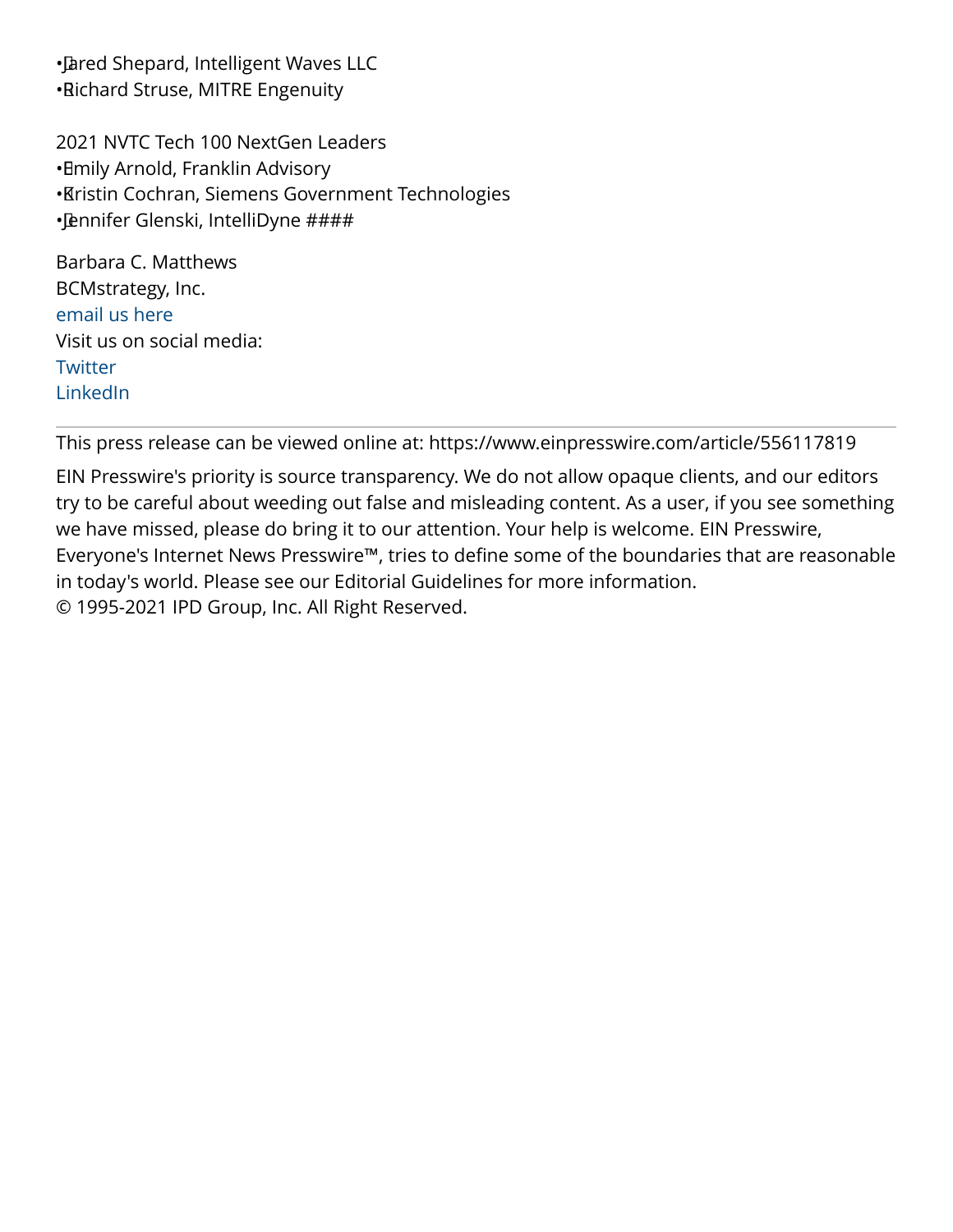- Jared Shepard, Intelligent Waves LLC
- Richard Struse, MITRE Engenuity

2021 NVTC Tech 100 NextGen Leaders
- Emily Arnold, Franklin Advisory
- Kristin Cochran, Siemens Government Technologies
- Jennifer Glenski, IntelliDyne ####

Barbara C. Matthews
BCMstrategy, Inc.
email us here
Visit us on social media:
Twitter
LinkedIn

---

This press release can be viewed online at: https://www.einpresswire.com/article/556117819

EIN Presswire's priority is source transparency. We do not allow opaque clients, and our editors try to be careful about weeding out false and misleading content. As a user, if you see something we have missed, please do bring it to our attention. Your help is welcome. EIN Presswire, Everyone's Internet News Presswire™, tries to define some of the boundaries that are reasonable in today's world. Please see our Editorial Guidelines for more information.
© 1995-2021 IPD Group, Inc. All Right Reserved.